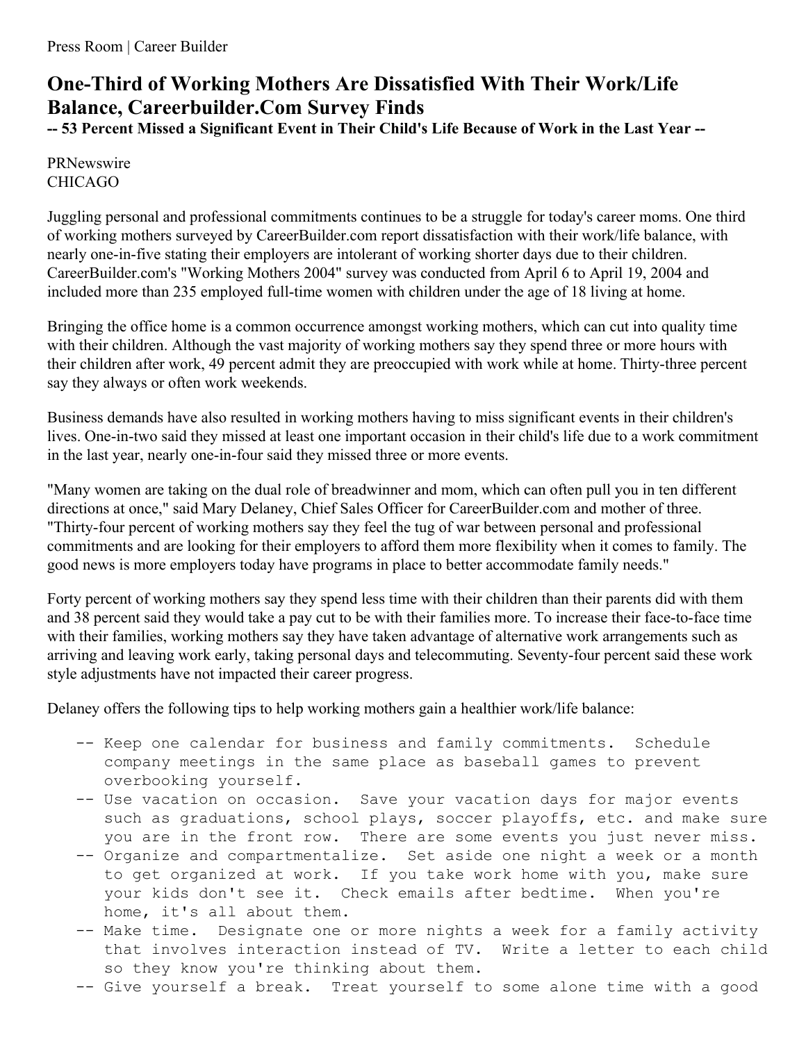Press Room | Career Builder

# One-Third of Working Mothers Are Dissatisfied With Their Work/Life Balance, Careerbuilder.Com Survey Finds

**-- 53 Percent Missed a Significant Event in Their Child's Life Because of Work in the Last Year --**

PRNewswire
CHICAGO

Juggling personal and professional commitments continues to be a struggle for today's career moms. One third of working mothers surveyed by CareerBuilder.com report dissatisfaction with their work/life balance, with nearly one-in-five stating their employers are intolerant of working shorter days due to their children. CareerBuilder.com's "Working Mothers 2004" survey was conducted from April 6 to April 19, 2004 and included more than 235 employed full-time women with children under the age of 18 living at home.

Bringing the office home is a common occurrence amongst working mothers, which can cut into quality time with their children. Although the vast majority of working mothers say they spend three or more hours with their children after work, 49 percent admit they are preoccupied with work while at home. Thirty-three percent say they always or often work weekends.

Business demands have also resulted in working mothers having to miss significant events in their children's lives. One-in-two said they missed at least one important occasion in their child's life due to a work commitment in the last year, nearly one-in-four said they missed three or more events.

"Many women are taking on the dual role of breadwinner and mom, which can often pull you in ten different directions at once," said Mary Delaney, Chief Sales Officer for CareerBuilder.com and mother of three. "Thirty-four percent of working mothers say they feel the tug of war between personal and professional commitments and are looking for their employers to afford them more flexibility when it comes to family. The good news is more employers today have programs in place to better accommodate family needs."

Forty percent of working mothers say they spend less time with their children than their parents did with them and 38 percent said they would take a pay cut to be with their families more. To increase their face-to-face time with their families, working mothers say they have taken advantage of alternative work arrangements such as arriving and leaving work early, taking personal days and telecommuting. Seventy-four percent said these work style adjustments have not impacted their career progress.

Delaney offers the following tips to help working mothers gain a healthier work/life balance:

```
-- Keep one calendar for business and family commitments.  Schedule
   company meetings in the same place as baseball games to prevent
   overbooking yourself.
-- Use vacation on occasion.  Save your vacation days for major events
   such as graduations, school plays, soccer playoffs, etc. and make sure
   you are in the front row.  There are some events you just never miss.
-- Organize and compartmentalize.  Set aside one night a week or a month
   to get organized at work.  If you take work home with you, make sure
   your kids don't see it.  Check emails after bedtime.  When you're
   home, it's all about them.
-- Make time.  Designate one or more nights a week for a family activity
   that involves interaction instead of TV.  Write a letter to each child
   so they know you're thinking about them.
-- Give yourself a break.  Treat yourself to some alone time with a good
```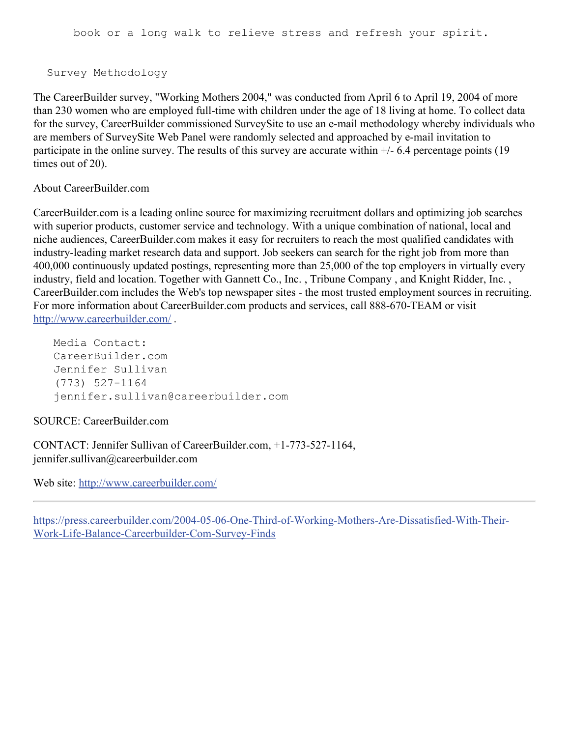book or a long walk to relieve stress and refresh your spirit.

Survey Methodology

The CareerBuilder survey, "Working Mothers 2004," was conducted from April 6 to April 19, 2004 of more than 230 women who are employed full-time with children under the age of 18 living at home. To collect data for the survey, CareerBuilder commissioned SurveySite to use an e-mail methodology whereby individuals who are members of SurveySite Web Panel were randomly selected and approached by e-mail invitation to participate in the online survey. The results of this survey are accurate within +/- 6.4 percentage points (19 times out of 20).

About CareerBuilder.com

CareerBuilder.com is a leading online source for maximizing recruitment dollars and optimizing job searches with superior products, customer service and technology. With a unique combination of national, local and niche audiences, CareerBuilder.com makes it easy for recruiters to reach the most qualified candidates with industry-leading market research data and support. Job seekers can search for the right job from more than 400,000 continuously updated postings, representing more than 25,000 of the top employers in virtually every industry, field and location. Together with Gannett Co., Inc. , Tribune Company , and Knight Ridder, Inc. , CareerBuilder.com includes the Web's top newspaper sites - the most trusted employment sources in recruiting. For more information about CareerBuilder.com products and services, call 888-670-TEAM or visit http://www.careerbuilder.com/ .

Media Contact:
CareerBuilder.com
Jennifer Sullivan
(773) 527-1164
jennifer.sullivan@careerbuilder.com

SOURCE: CareerBuilder.com

CONTACT: Jennifer Sullivan of CareerBuilder.com, +1-773-527-1164, jennifer.sullivan@careerbuilder.com

Web site: http://www.careerbuilder.com/

---

https://press.careerbuilder.com/2004-05-06-One-Third-of-Working-Mothers-Are-Dissatisfied-With-Their-Work-Life-Balance-Careerbuilder-Com-Survey-Finds